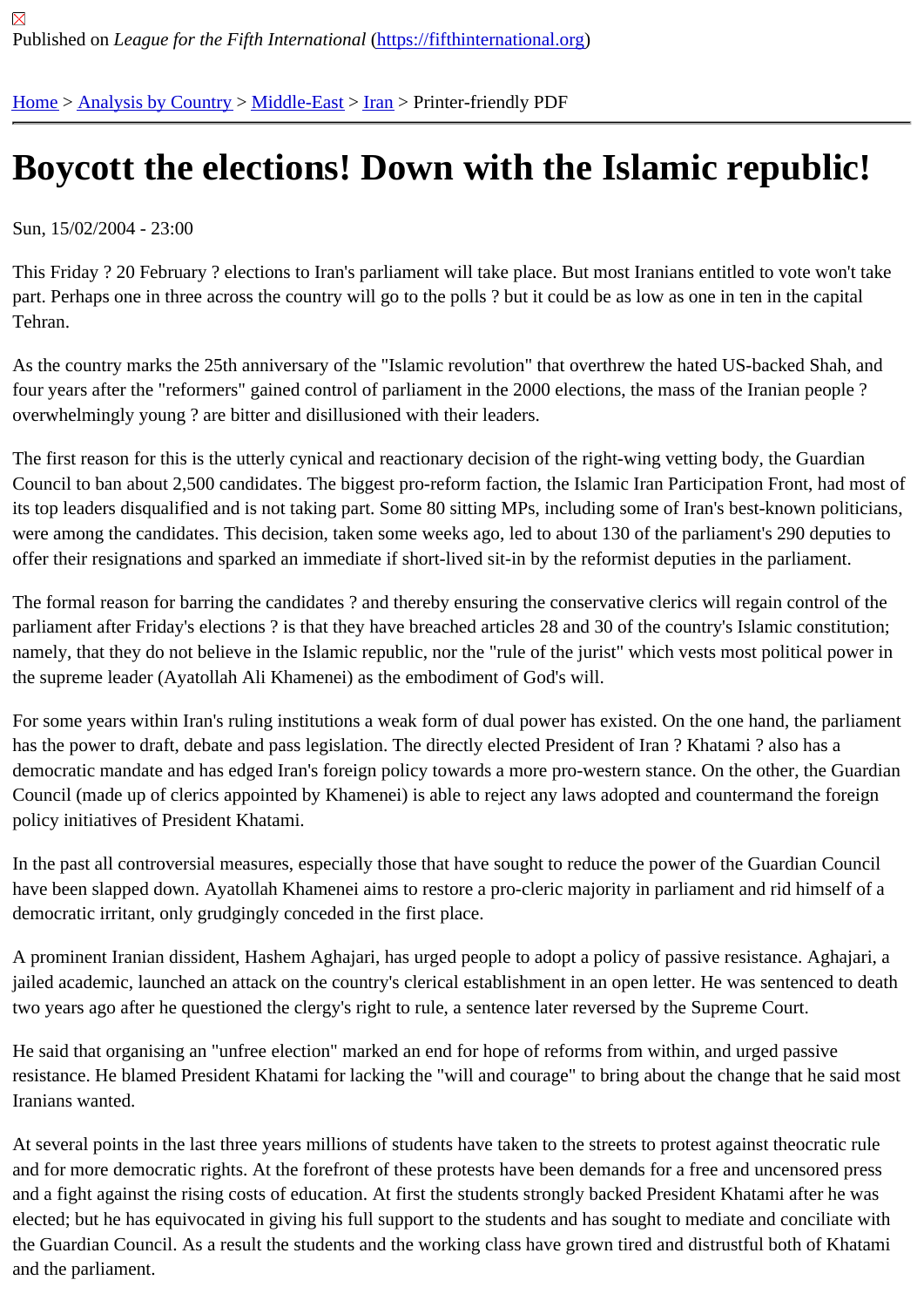Published on *League for the Fifth International* (https://fifthinternational.org)

Home > Analysis by Country > Middle-East > Iran > Printer-friendly PDF

# Boycott the elections! Down with the Islamic republic!

Sun, 15/02/2004 - 23:00

This Friday ? 20 February ? elections to Iran's parliament will take place. But most Iranians entitled to vote won't take part. Perhaps one in three across the country will go to the polls ? but it could be as low as one in ten in the capital Tehran.

As the country marks the 25th anniversary of the "Islamic revolution" that overthrew the hated US-backed Shah, and four years after the "reformers" gained control of parliament in the 2000 elections, the mass of the Iranian people ? overwhelmingly young ? are bitter and disillusioned with their leaders.

The first reason for this is the utterly cynical and reactionary decision of the right-wing vetting body, the Guardian Council to ban about 2,500 candidates. The biggest pro-reform faction, the Islamic Iran Participation Front, had most of its top leaders disqualified and is not taking part. Some 80 sitting MPs, including some of Iran's best-known politicians, were among the candidates. This decision, taken some weeks ago, led to about 130 of the parliament's 290 deputies to offer their resignations and sparked an immediate if short-lived sit-in by the reformist deputies in the parliament.

The formal reason for barring the candidates ? and thereby ensuring the conservative clerics will regain control of the parliament after Friday's elections ? is that they have breached articles 28 and 30 of the country's Islamic constitution; namely, that they do not believe in the Islamic republic, nor the "rule of the jurist" which vests most political power in the supreme leader (Ayatollah Ali Khamenei) as the embodiment of God's will.

For some years within Iran's ruling institutions a weak form of dual power has existed. On the one hand, the parliament has the power to draft, debate and pass legislation. The directly elected President of Iran ? Khatami ? also has a democratic mandate and has edged Iran's foreign policy towards a more pro-western stance. On the other, the Guardian Council (made up of clerics appointed by Khamenei) is able to reject any laws adopted and countermand the foreign policy initiatives of President Khatami.

In the past all controversial measures, especially those that have sought to reduce the power of the Guardian Council have been slapped down. Ayatollah Khamenei aims to restore a pro-cleric majority in parliament and rid himself of a democratic irritant, only grudgingly conceded in the first place.

A prominent Iranian dissident, Hashem Aghajari, has urged people to adopt a policy of passive resistance. Aghajari, a jailed academic, launched an attack on the country's clerical establishment in an open letter. He was sentenced to death two years ago after he questioned the clergy's right to rule, a sentence later reversed by the Supreme Court.

He said that organising an "unfree election" marked an end for hope of reforms from within, and urged passive resistance. He blamed President Khatami for lacking the "will and courage" to bring about the change that he said most Iranians wanted.

At several points in the last three years millions of students have taken to the streets to protest against theocratic rule and for more democratic rights. At the forefront of these protests have been demands for a free and uncensored press and a fight against the rising costs of education. At first the students strongly backed President Khatami after he was elected; but he has equivocated in giving his full support to the students and has sought to mediate and conciliate with the Guardian Council. As a result the students and the working class have grown tired and distrustful both of Khatami and the parliament.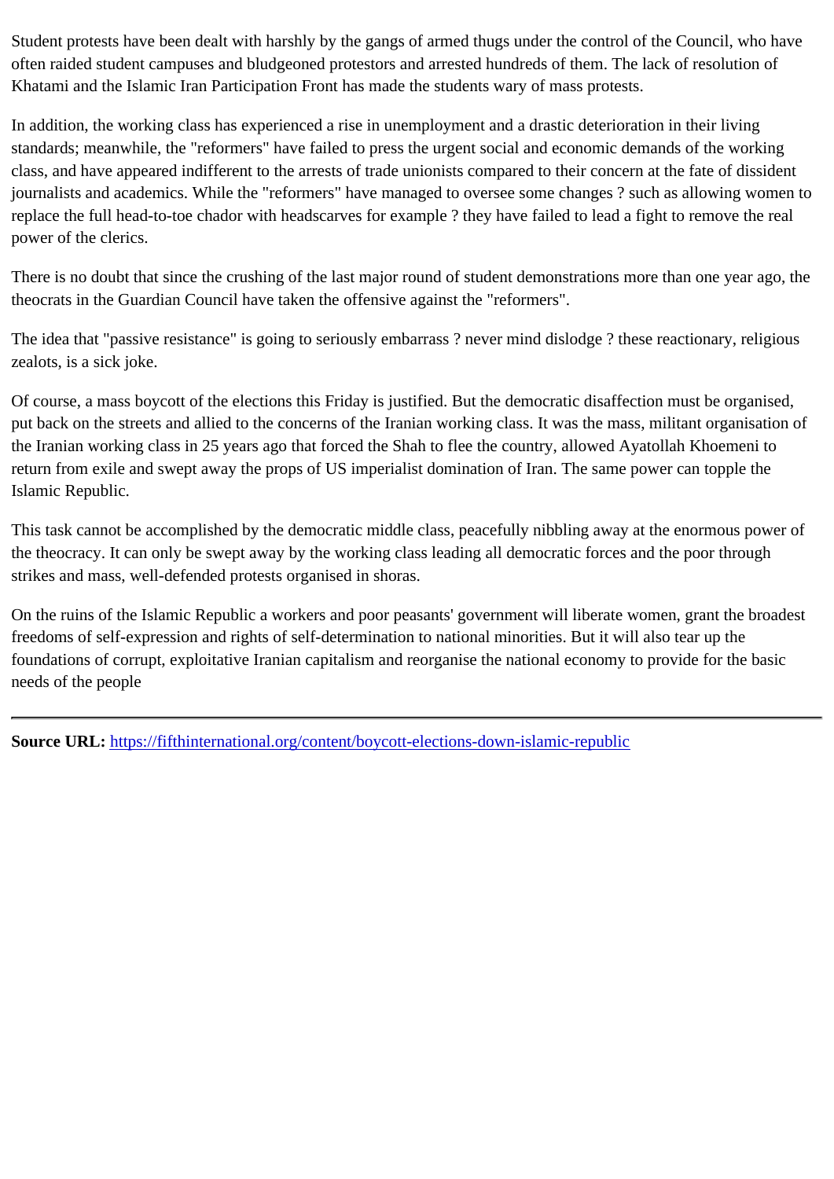Student protests have been dealt with harshly by the gangs of armed thugs under the control of the Council, who have often raided student campuses and bludgeoned protestors and arrested hundreds of them. The lack of resolution of Khatami and the Islamic Iran Participation Front has made the students wary of mass protests.

In addition, the working class has experienced a rise in unemployment and a drastic deterioration in their living standards; meanwhile, the "reformers" have failed to press the urgent social and economic demands of the working class, and have appeared indifferent to the arrests of trade unionists compared to their concern at the fate of dissident journalists and academics. While the "reformers" have managed to oversee some changes ? such as allowing women to replace the full head-to-toe chador with headscarves for example ? they have failed to lead a fight to remove the real power of the clerics.

There is no doubt that since the crushing of the last major round of student demonstrations more than one year ago, the theocrats in the Guardian Council have taken the offensive against the "reformers".

The idea that "passive resistance" is going to seriously embarrass ? never mind dislodge ? these reactionary, religious zealots, is a sick joke.

Of course, a mass boycott of the elections this Friday is justified. But the democratic disaffection must be organised, put back on the streets and allied to the concerns of the Iranian working class. It was the mass, militant organisation of the Iranian working class in 25 years ago that forced the Shah to flee the country, allowed Ayatollah Khoemeni to return from exile and swept away the props of US imperialist domination of Iran. The same power can topple the Islamic Republic.

This task cannot be accomplished by the democratic middle class, peacefully nibbling away at the enormous power of the theocracy. It can only be swept away by the working class leading all democratic forces and the poor through strikes and mass, well-defended protests organised in shoras.

On the ruins of the Islamic Republic a workers and poor peasants' government will liberate women, grant the broadest freedoms of self-expression and rights of self-determination to national minorities. But it will also tear up the foundations of corrupt, exploitative Iranian capitalism and reorganise the national economy to provide for the basic needs of the people

---

**Source URL:** https://fifthinternational.org/content/boycott-elections-down-islamic-republic